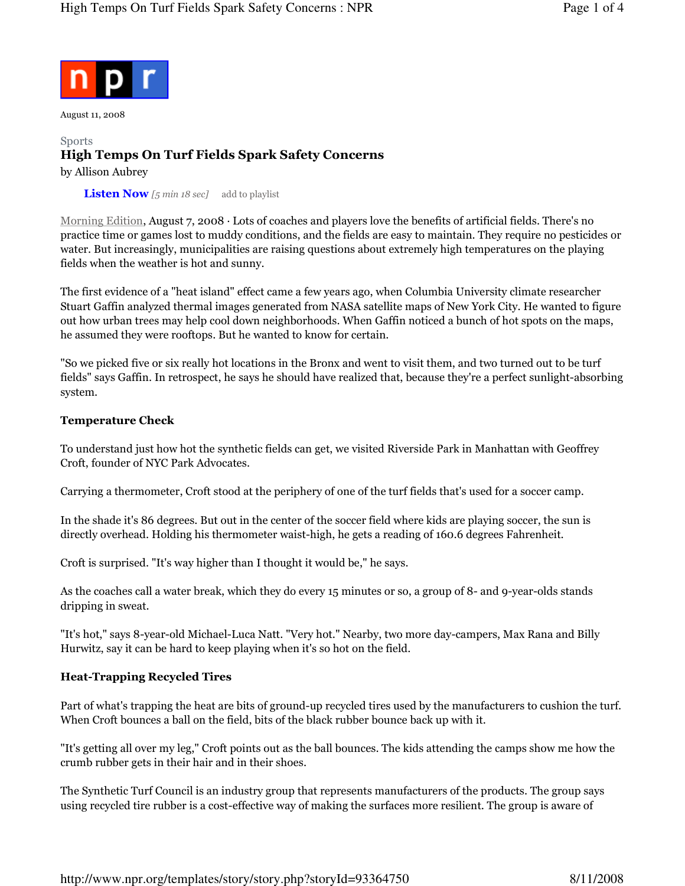npr

August 11, 2008

Sports

# High Temps On Turf Fields Spark Safety Concerns

by Allison Aubrey

**Listen Now** *[5 min 18 sec]* add to playlist

Morning Edition, August 7, 2008 · Lots of coaches and players love the benefits of artificial fields. There's no practice time or games lost to muddy conditions, and the fields are easy to maintain. They require no pesticides or water. But increasingly, municipalities are raising questions about extremely high temperatures on the playing fields when the weather is hot and sunny.

The first evidence of a "heat island" effect came a few years ago, when Columbia University climate researcher Stuart Gaffin analyzed thermal images generated from NASA satellite maps of New York City. He wanted to figure out how urban trees may help cool down neighborhoods. When Gaffin noticed a bunch of hot spots on the maps, he assumed they were rooftops. But he wanted to know for certain.

"So we picked five or six really hot locations in the Bronx and went to visit them, and two turned out to be turf fields" says Gaffin. In retrospect, he says he should have realized that, because they're a perfect sunlight-absorbing system.

## Temperature Check

To understand just how hot the synthetic fields can get, we visited Riverside Park in Manhattan with Geoffrey Croft, founder of NYC Park Advocates.

Carrying a thermometer, Croft stood at the periphery of one of the turf fields that's used for a soccer camp.

In the shade it's 86 degrees. But out in the center of the soccer field where kids are playing soccer, the sun is directly overhead. Holding his thermometer waist-high, he gets a reading of 160.6 degrees Fahrenheit.

Croft is surprised. "It's way higher than I thought it would be," he says.

As the coaches call a water break, which they do every 15 minutes or so, a group of 8- and 9-year-olds stands dripping in sweat.

"It's hot," says 8-year-old Michael-Luca Natt. "Very hot." Nearby, two more day-campers, Max Rana and Billy Hurwitz, say it can be hard to keep playing when it's so hot on the field.

## Heat-Trapping Recycled Tires

Part of what's trapping the heat are bits of ground-up recycled tires used by the manufacturers to cushion the turf. When Croft bounces a ball on the field, bits of the black rubber bounce back up with it.

"It's getting all over my leg," Croft points out as the ball bounces. The kids attending the camps show me how the crumb rubber gets in their hair and in their shoes.

The Synthetic Turf Council is an industry group that represents manufacturers of the products. The group says using recycled tire rubber is a cost-effective way of making the surfaces more resilient. The group is aware of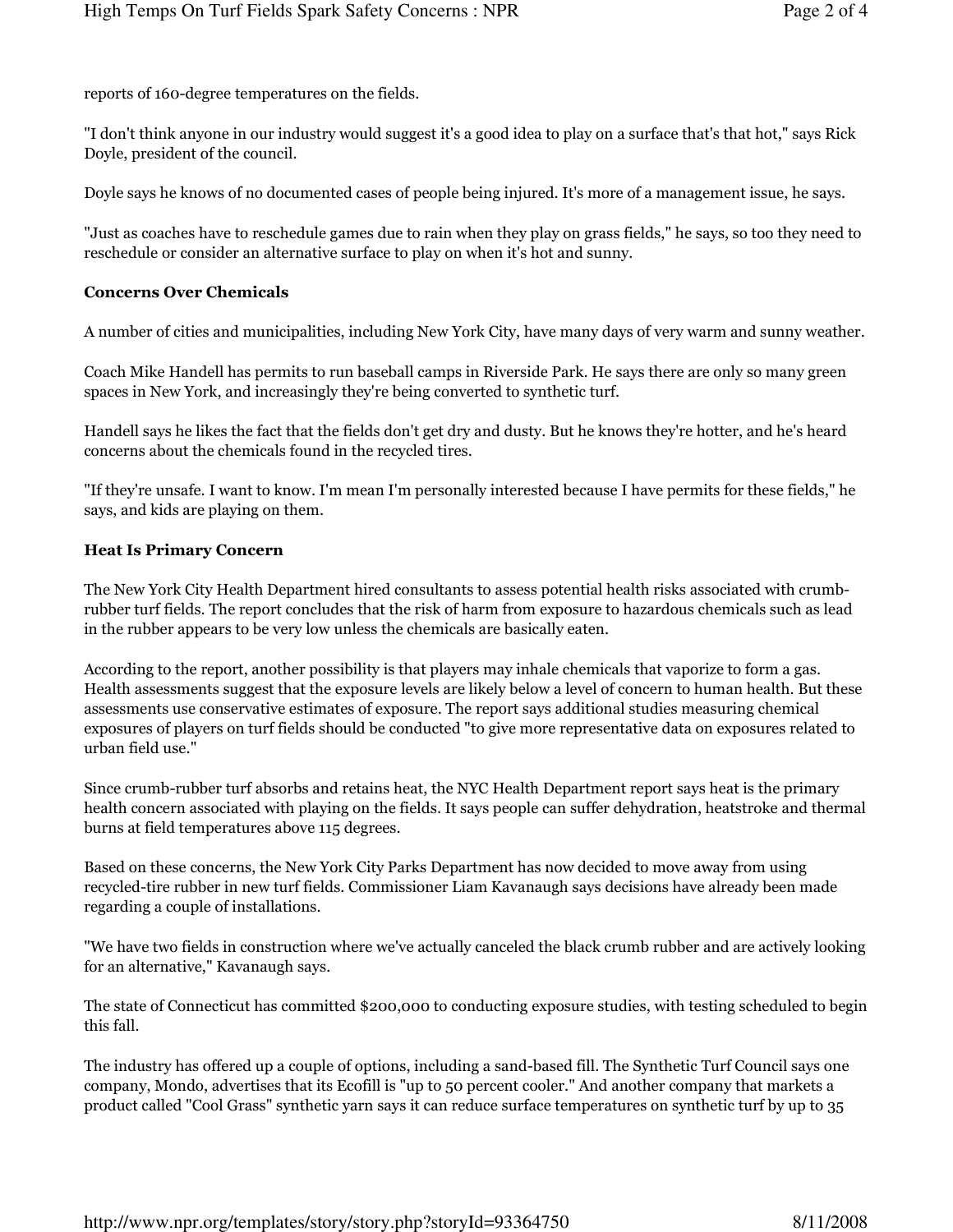reports of 160-degree temperatures on the fields.

"I don't think anyone in our industry would suggest it's a good idea to play on a surface that's that hot," says Rick Doyle, president of the council.

Doyle says he knows of no documented cases of people being injured. It's more of a management issue, he says.

"Just as coaches have to reschedule games due to rain when they play on grass fields," he says, so too they need to reschedule or consider an alternative surface to play on when it's hot and sunny.

### Concerns Over Chemicals

A number of cities and municipalities, including New York City, have many days of very warm and sunny weather.

Coach Mike Handell has permits to run baseball camps in Riverside Park. He says there are only so many green spaces in New York, and increasingly they're being converted to synthetic turf.

Handell says he likes the fact that the fields don't get dry and dusty. But he knows they're hotter, and he's heard concerns about the chemicals found in the recycled tires.

"If they're unsafe. I want to know. I'm mean I'm personally interested because I have permits for these fields," he says, and kids are playing on them.

### Heat Is Primary Concern

The New York City Health Department hired consultants to assess potential health risks associated with crumb-rubber turf fields. The report concludes that the risk of harm from exposure to hazardous chemicals such as lead in the rubber appears to be very low unless the chemicals are basically eaten.

According to the report, another possibility is that players may inhale chemicals that vaporize to form a gas. Health assessments suggest that the exposure levels are likely below a level of concern to human health. But these assessments use conservative estimates of exposure. The report says additional studies measuring chemical exposures of players on turf fields should be conducted "to give more representative data on exposures related to urban field use."

Since crumb-rubber turf absorbs and retains heat, the NYC Health Department report says heat is the primary health concern associated with playing on the fields. It says people can suffer dehydration, heatstroke and thermal burns at field temperatures above 115 degrees.

Based on these concerns, the New York City Parks Department has now decided to move away from using recycled-tire rubber in new turf fields. Commissioner Liam Kavanaugh says decisions have already been made regarding a couple of installations.

"We have two fields in construction where we've actually canceled the black crumb rubber and are actively looking for an alternative," Kavanaugh says.

The state of Connecticut has committed $200,000 to conducting exposure studies, with testing scheduled to begin this fall.

The industry has offered up a couple of options, including a sand-based fill. The Synthetic Turf Council says one company, Mondo, advertises that its Ecofill is "up to 50 percent cooler." And another company that markets a product called "Cool Grass" synthetic yarn says it can reduce surface temperatures on synthetic turf by up to 35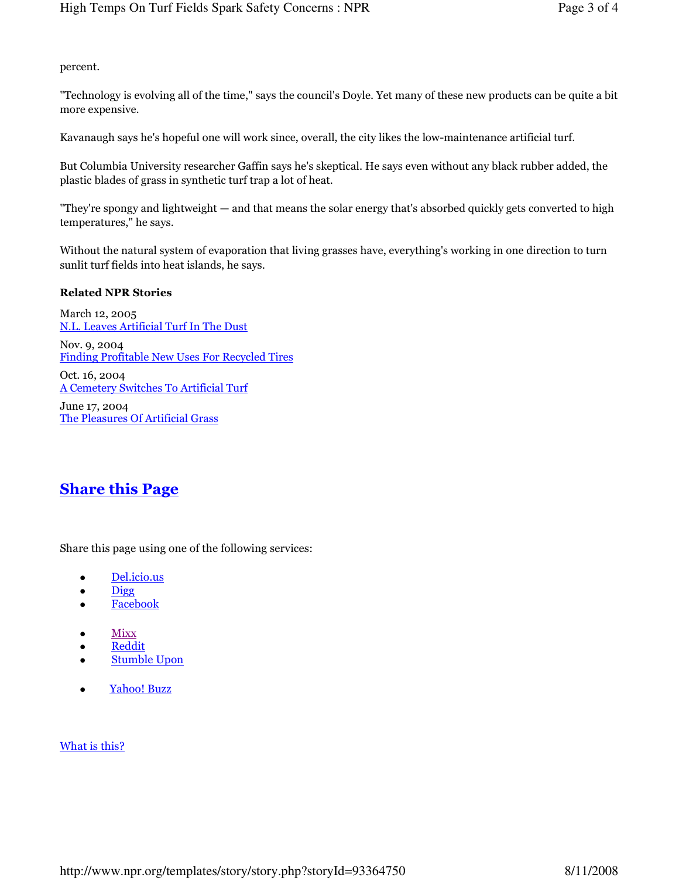percent.

"Technology is evolving all of the time," says the council's Doyle. Yet many of these new products can be quite a bit more expensive.

Kavanaugh says he's hopeful one will work since, overall, the city likes the low-maintenance artificial turf.

But Columbia University researcher Gaffin says he's skeptical. He says even without any black rubber added, the plastic blades of grass in synthetic turf trap a lot of heat.

"They're spongy and lightweight — and that means the solar energy that's absorbed quickly gets converted to high temperatures," he says.

Without the natural system of evaporation that living grasses have, everything's working in one direction to turn sunlit turf fields into heat islands, he says.

**Related NPR Stories**

March 12, 2005
N.L. Leaves Artificial Turf In The Dust

Nov. 9, 2004
Finding Profitable New Uses For Recycled Tires

Oct. 16, 2004
A Cemetery Switches To Artificial Turf

June 17, 2004
The Pleasures Of Artificial Grass

## Share this Page

Share this page using one of the following services:

- Del.icio.us
- Digg
- Facebook

- Mixx
- Reddit
- Stumble Upon

- Yahoo! Buzz

What is this?